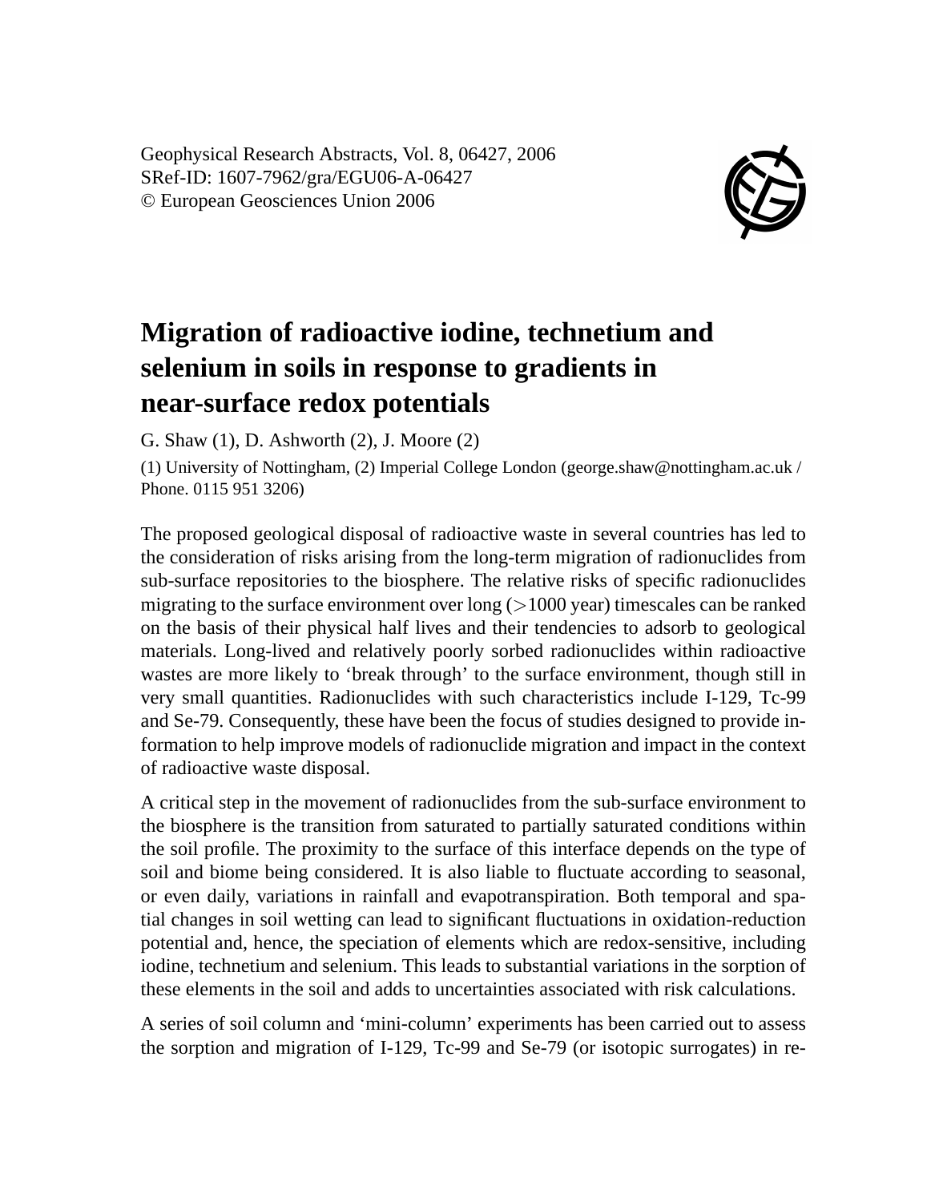Geophysical Research Abstracts, Vol. 8, 06427, 2006
SRef-ID: 1607-7962/gra/EGU06-A-06427
© European Geosciences Union 2006

# Migration of radioactive iodine, technetium and selenium in soils in response to gradients in near-surface redox potentials

G. Shaw (1), D. Ashworth (2), J. Moore (2)

(1) University of Nottingham, (2) Imperial College London (george.shaw@nottingham.ac.uk / Phone. 0115 951 3206)

The proposed geological disposal of radioactive waste in several countries has led to the consideration of risks arising from the long-term migration of radionuclides from sub-surface repositories to the biosphere. The relative risks of specific radionuclides migrating to the surface environment over long (>1000 year) timescales can be ranked on the basis of their physical half lives and their tendencies to adsorb to geological materials. Long-lived and relatively poorly sorbed radionuclides within radioactive wastes are more likely to 'break through' to the surface environment, though still in very small quantities. Radionuclides with such characteristics include I-129, Tc-99 and Se-79. Consequently, these have been the focus of studies designed to provide information to help improve models of radionuclide migration and impact in the context of radioactive waste disposal.

A critical step in the movement of radionuclides from the sub-surface environment to the biosphere is the transition from saturated to partially saturated conditions within the soil profile. The proximity to the surface of this interface depends on the type of soil and biome being considered. It is also liable to fluctuate according to seasonal, or even daily, variations in rainfall and evapotranspiration. Both temporal and spatial changes in soil wetting can lead to significant fluctuations in oxidation-reduction potential and, hence, the speciation of elements which are redox-sensitive, including iodine, technetium and selenium. This leads to substantial variations in the sorption of these elements in the soil and adds to uncertainties associated with risk calculations.

A series of soil column and 'mini-column' experiments has been carried out to assess the sorption and migration of I-129, Tc-99 and Se-79 (or isotopic surrogates) in re-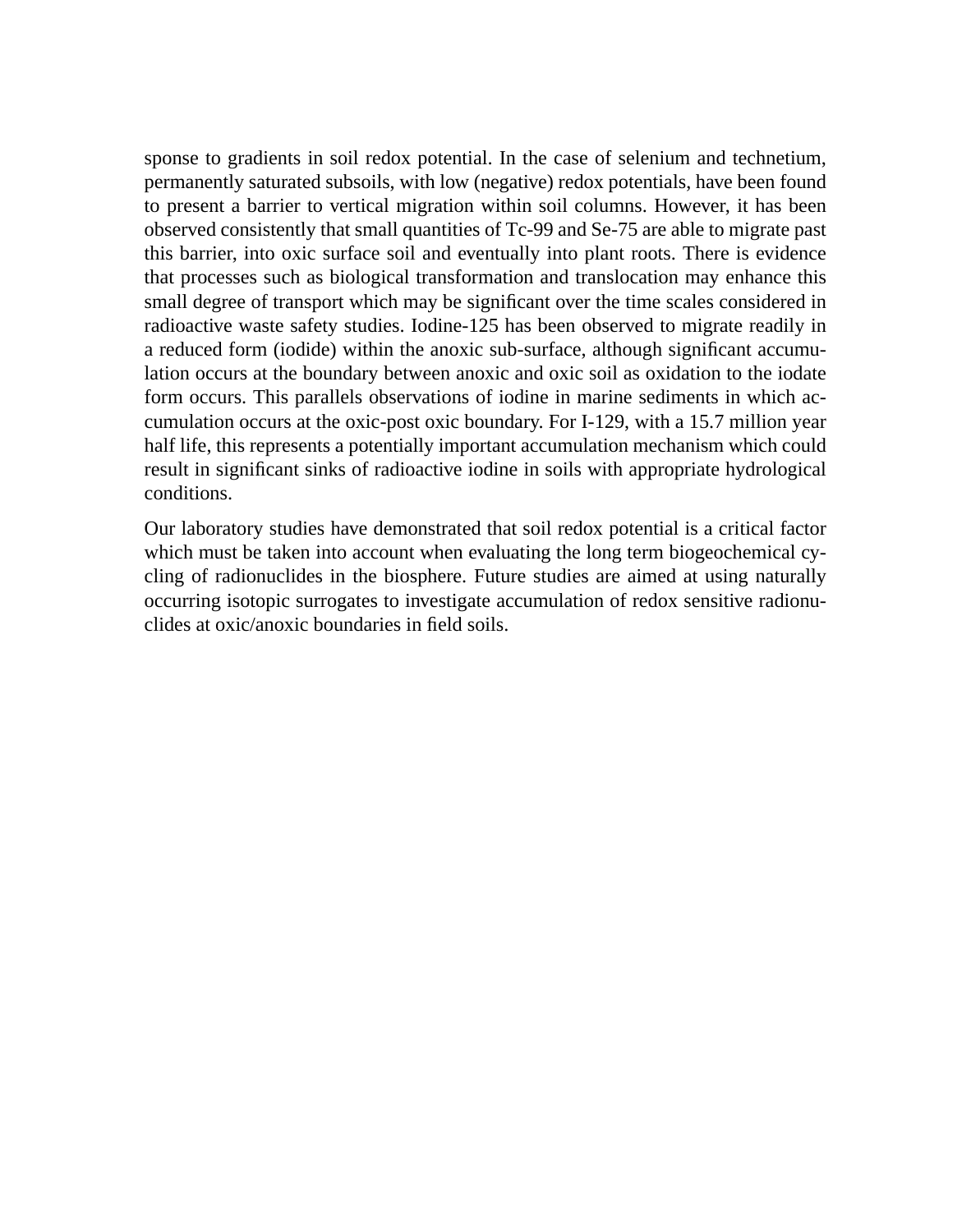sponse to gradients in soil redox potential. In the case of selenium and technetium, permanently saturated subsoils, with low (negative) redox potentials, have been found to present a barrier to vertical migration within soil columns. However, it has been observed consistently that small quantities of Tc-99 and Se-75 are able to migrate past this barrier, into oxic surface soil and eventually into plant roots. There is evidence that processes such as biological transformation and translocation may enhance this small degree of transport which may be significant over the time scales considered in radioactive waste safety studies. Iodine-125 has been observed to migrate readily in a reduced form (iodide) within the anoxic sub-surface, although significant accumulation occurs at the boundary between anoxic and oxic soil as oxidation to the iodate form occurs. This parallels observations of iodine in marine sediments in which accumulation occurs at the oxic-post oxic boundary. For I-129, with a 15.7 million year half life, this represents a potentially important accumulation mechanism which could result in significant sinks of radioactive iodine in soils with appropriate hydrological conditions.

Our laboratory studies have demonstrated that soil redox potential is a critical factor which must be taken into account when evaluating the long term biogeochemical cycling of radionuclides in the biosphere. Future studies are aimed at using naturally occurring isotopic surrogates to investigate accumulation of redox sensitive radionuclides at oxic/anoxic boundaries in field soils.